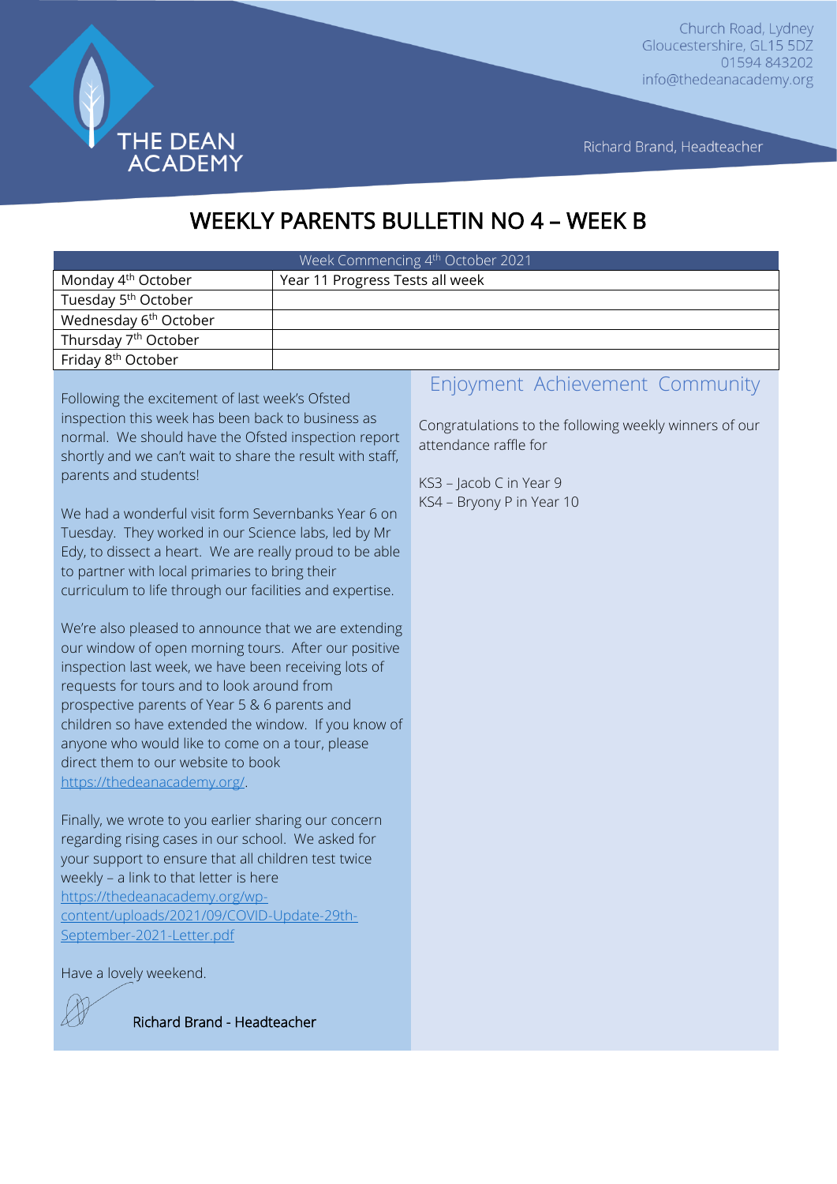THE DEAN ACADEMY

Church Road, Lydney
Gloucestershire, GL15 5DZ
01594 843202
info@thedeanacademy.org

Richard Brand, Headteacher

# WEEKLY PARENTS BULLETIN NO 4 – WEEK B

| Week Commencing 4th October 2021 | |
|---|---|
| Monday 4th October | Year 11 Progress Tests all week |
| Tuesday 5th October | |
| Wednesday 6th October | |
| Thursday 7th October | |
| Friday 8th October | |

Following the excitement of last week's Ofsted inspection this week has been back to business as normal. We should have the Ofsted inspection report shortly and we can't wait to share the result with staff, parents and students!

We had a wonderful visit form Severnbanks Year 6 on Tuesday. They worked in our Science labs, led by Mr Edy, to dissect a heart. We are really proud to be able to partner with local primaries to bring their curriculum to life through our facilities and expertise.

We're also pleased to announce that we are extending our window of open morning tours. After our positive inspection last week, we have been receiving lots of requests for tours and to look around from prospective parents of Year 5 & 6 parents and children so have extended the window. If you know of anyone who would like to come on a tour, please direct them to our website to book https://thedeanacademy.org/.

Finally, we wrote to you earlier sharing our concern regarding rising cases in our school. We asked for your support to ensure that all children test twice weekly – a link to that letter is here https://thedeanacademy.org/wp-content/uploads/2021/09/COVID-Update-29th-September-2021-Letter.pdf

Have a lovely weekend.

Richard Brand - Headteacher

## Enjoyment Achievement Community

Congratulations to the following weekly winners of our attendance raffle for

KS3 – Jacob C in Year 9
KS4 – Bryony P in Year 10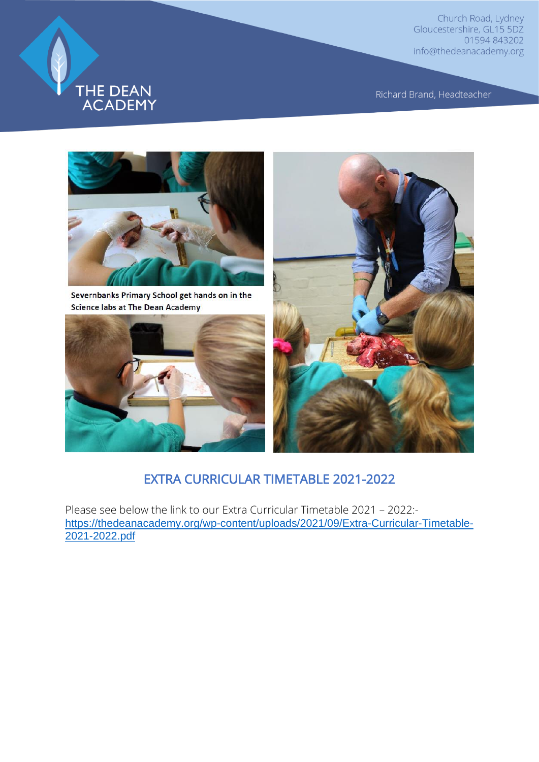Church Road, Lydney
Gloucestershire, GL15 5DZ
01594 843202
info@thedeanacademy.org

Richard Brand, Headteacher

Severnbanks Primary School get hands on in the Science labs at The Dean Academy

## EXTRA CURRICULAR TIMETABLE 2021-2022

Please see below the link to our Extra Curricular Timetable 2021 – 2022:-
https://thedeanacademy.org/wp-content/uploads/2021/09/Extra-Curricular-Timetable-2021-2022.pdf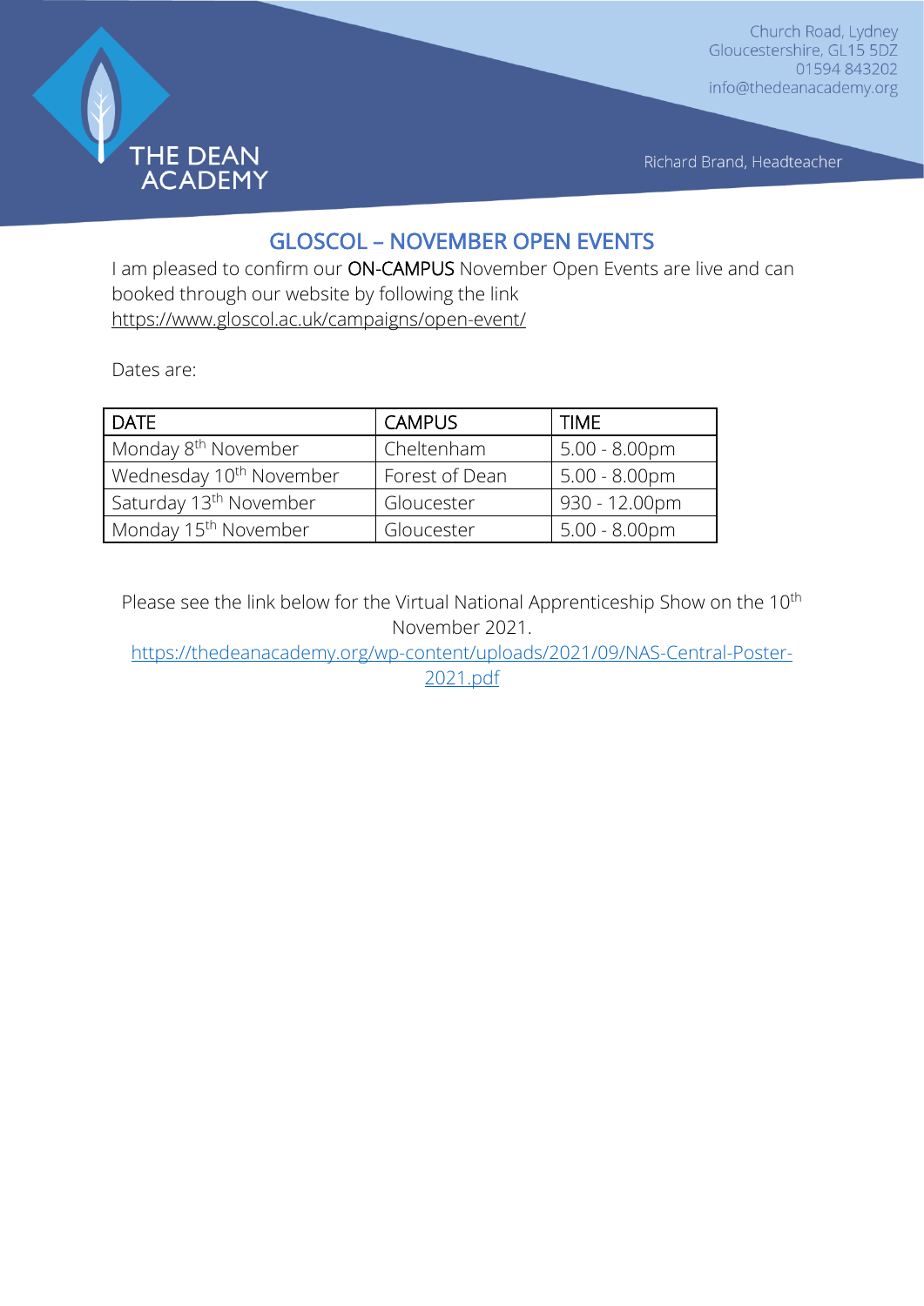# GLOSCOL – NOVEMBER OPEN EVENTS

I am pleased to confirm our ON-CAMPUS November Open Events are live and can booked through our website by following the link https://www.gloscol.ac.uk/campaigns/open-event/

Dates are:

| DATE | CAMPUS | TIME |
|---|---|---|
| Monday 8th November | Cheltenham | 5.00 - 8.00pm |
| Wednesday 10th November | Forest of Dean | 5.00 - 8.00pm |
| Saturday 13th November | Gloucester | 930 - 12.00pm |
| Monday 15th November | Gloucester | 5.00 - 8.00pm |

Please see the link below for the Virtual National Apprenticeship Show on the 10th November 2021.

https://thedeanacademy.org/wp-content/uploads/2021/09/NAS-Central-Poster-2021.pdf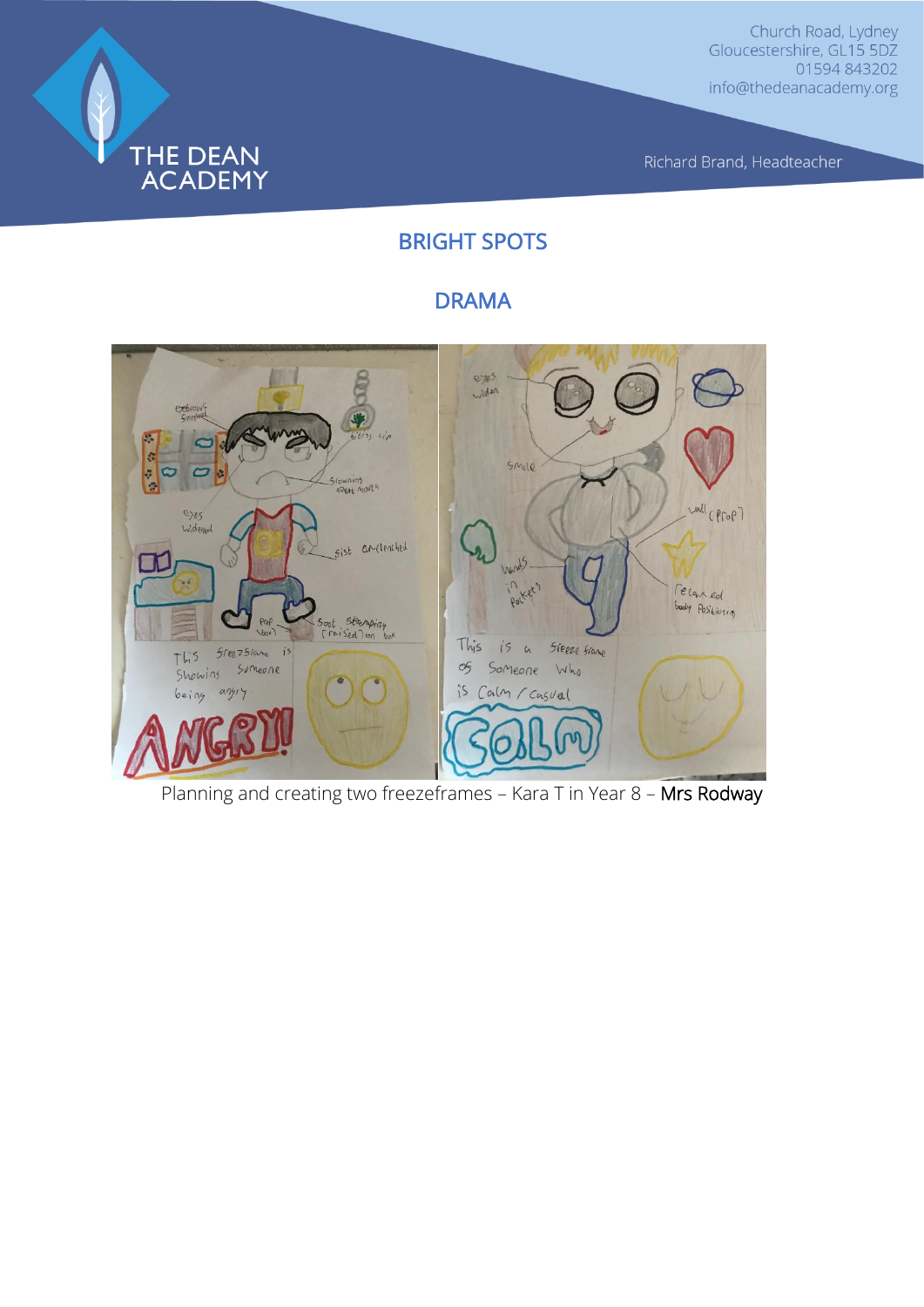# BRIGHT SPOTS

## DRAMA

Planning and creating two freezeframes – Kara T in Year 8 – Mrs Rodway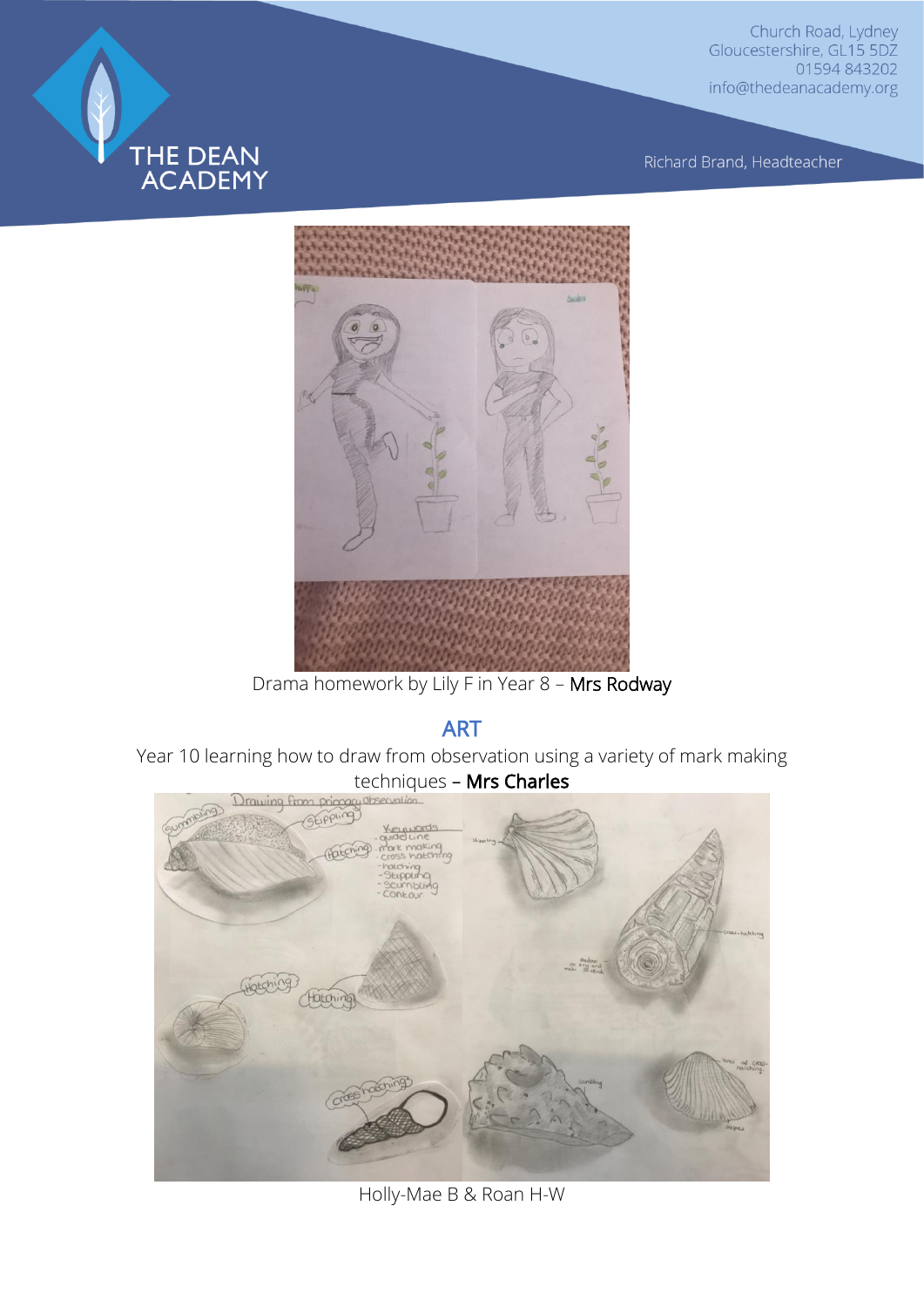Drama homework by Lily F in Year 8 – Mrs Rodway

## ART

Year 10 learning how to draw from observation using a variety of mark making techniques – Mrs Charles

Holly-Mae B & Roan H-W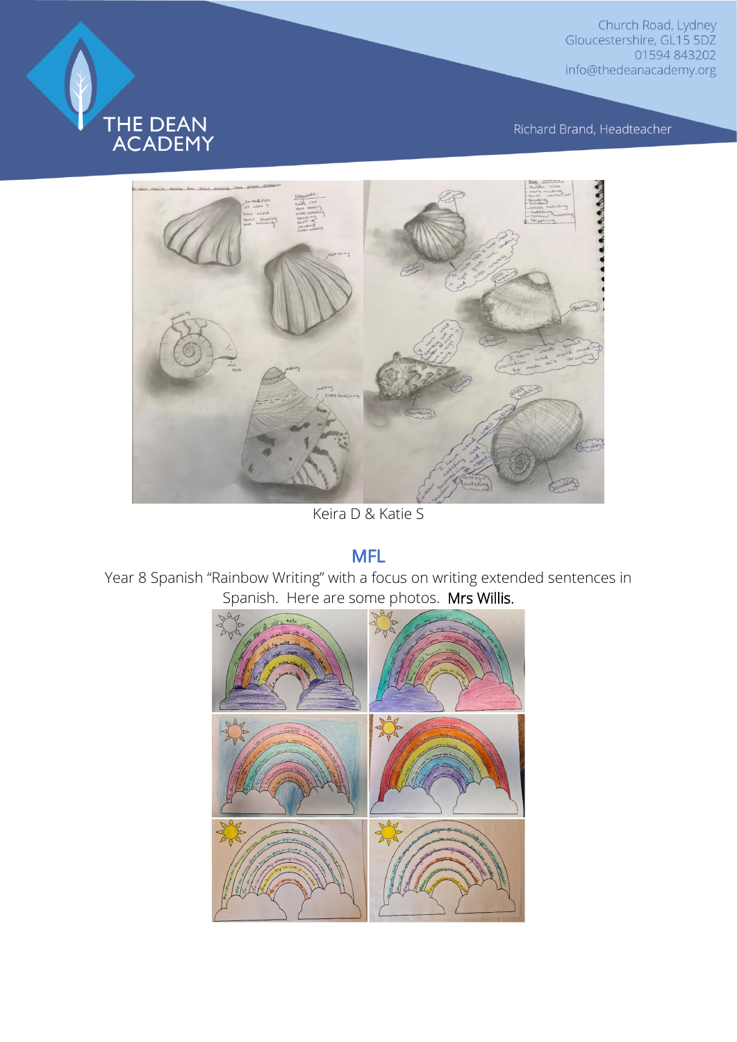Keira D & Katie S

## MFL

Year 8 Spanish "Rainbow Writing" with a focus on writing extended sentences in Spanish. Here are some photos. Mrs Willis.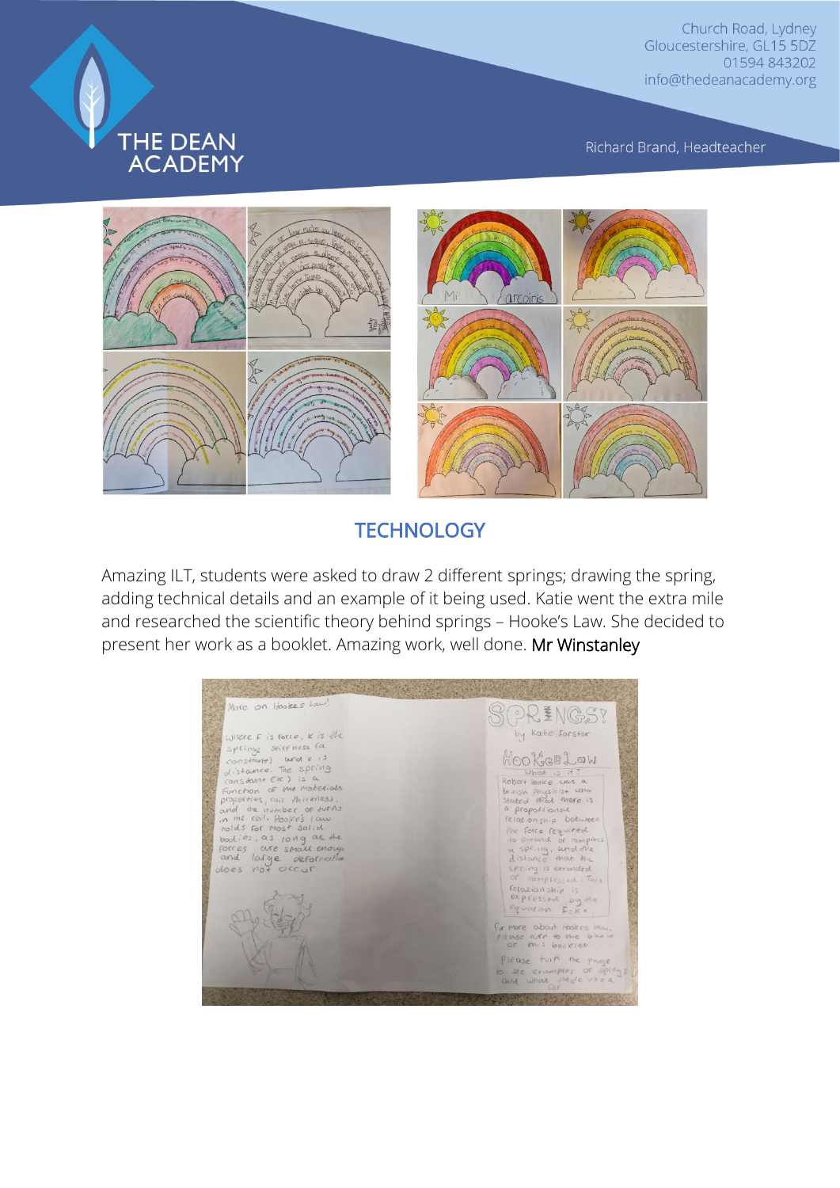## TECHNOLOGY

Amazing ILT, students were asked to draw 2 different springs; drawing the spring, adding technical details and an example of it being used. Katie went the extra mile and researched the scientific theory behind springs – Hooke's Law. She decided to present her work as a booklet. Amazing work, well done. Mr Winstanley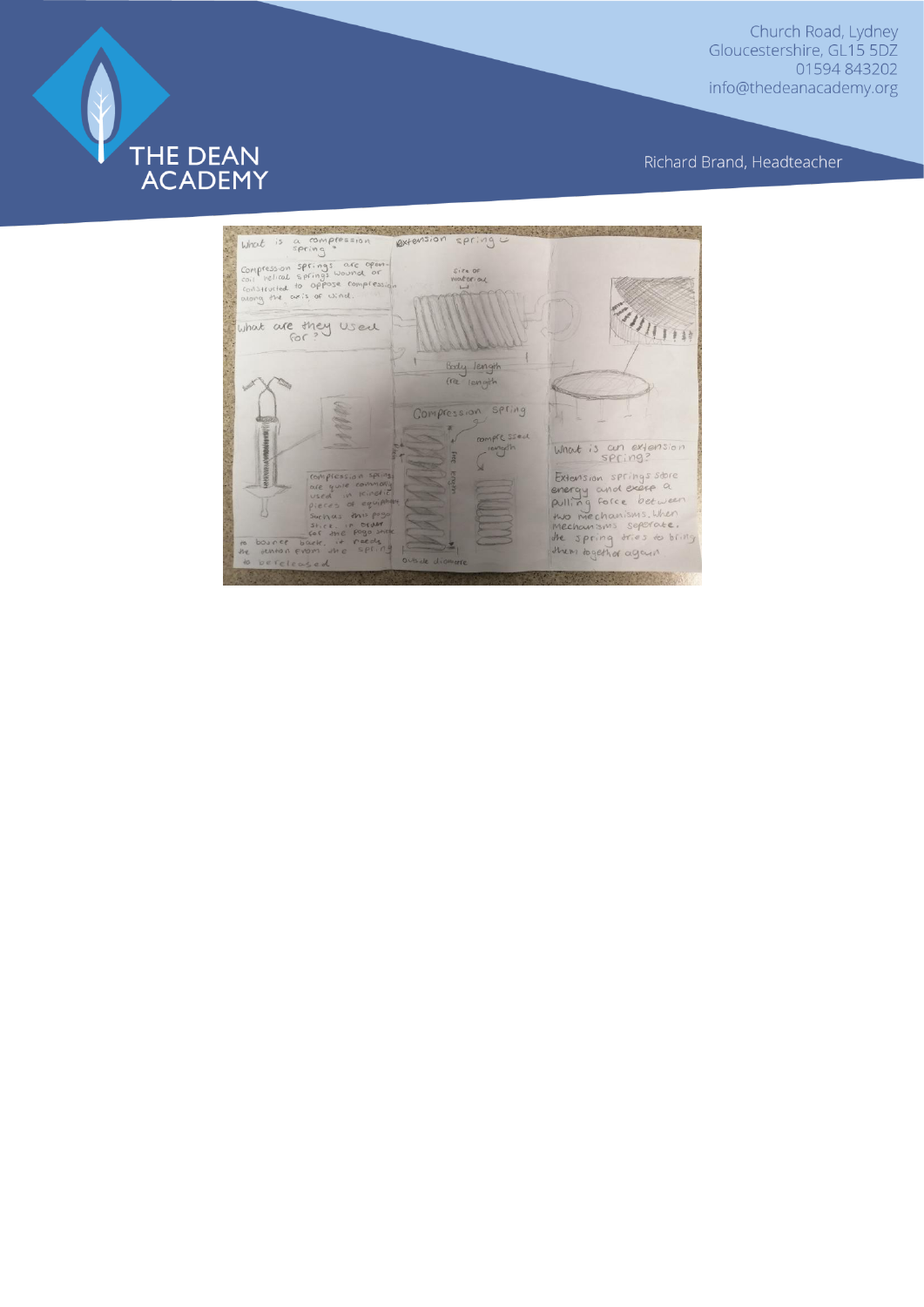## What is a compression spring?

Compression springs are open-coil helical springs wound or constructed to oppose compression along the axis of wind.

## What are they used for?

compression springs are quite commonly used in kinetic pieces of equipment such as pogo stick. In order for the pogo stick to bounce back, it needs the person from the spring to be released

## Extension spring

Size or material

Body length

free length

## Compression spring

compressed length

free length

outside diameter

## What is an extension spring?

Extension springs store energy and exert a pulling force between two mechanisms. When mechanisms separate, the spring tries to bring them together again